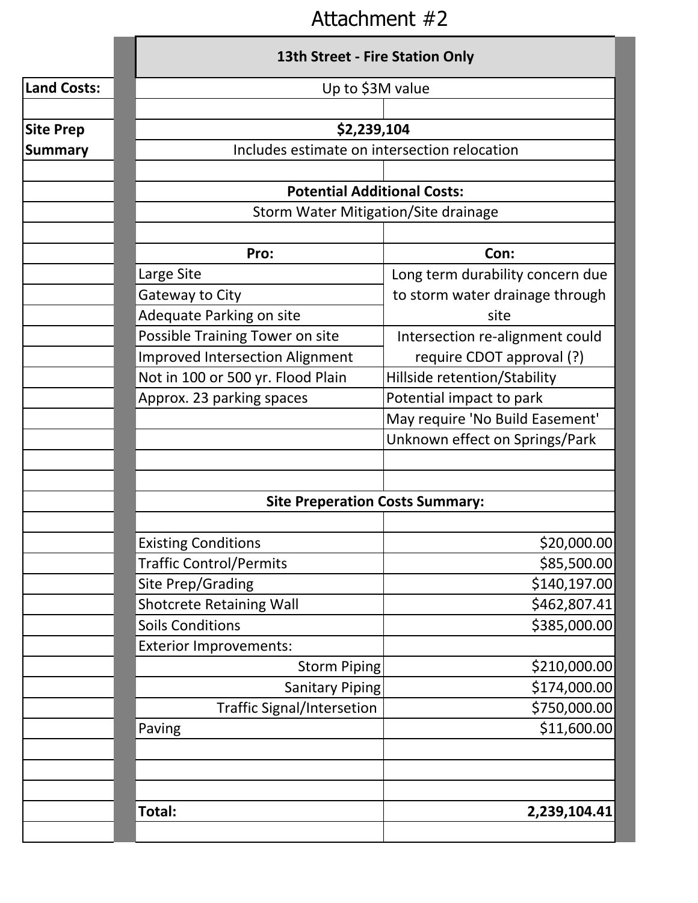# Attachment #2

## 13th Street - Fire Station Only

| | 13th Street - Fire Station Only | |
|---|---|---|
| **Land Costs:** | Up to $3M value | |
| | | |
| **Site Prep Summary** | **$2,239,104** | |
| | Includes estimate on intersection relocation | |
| | | |
| | **Potential Additional Costs:** | |
| | Storm Water Mitigation/Site drainage | |
| | | |
| | **Pro:** | **Con:** |
| | Large Site | Long term durability concern due to storm water drainage through site |
| | Gateway to City | |
| | Adequate Parking on site | |
| | Possible Training Tower on site | Intersection re-alignment could require CDOT approval (?) |
| | Improved Intersection Alignment | |
| | Not in 100 or 500 yr. Flood Plain | Hillside retention/Stability |
| | Approx. 23 parking spaces | Potential impact to park |
| | | May require 'No Build Easement' |
| | | Unknown effect on Springs/Park |
| | | |
| | **Site Preperation Costs Summary:** | |
| | | |
| | Existing Conditions | $20,000.00 |
| | Traffic Control/Permits | $85,500.00 |
| | Site Prep/Grading | $140,197.00 |
| | Shotcrete Retaining Wall | $462,807.41 |
| | Soils Conditions | $385,000.00 |
| | Exterior Improvements: | |
| | Storm Piping | $210,000.00 |
| | Sanitary Piping | $174,000.00 |
| | Traffic Signal/Intersetion | $750,000.00 |
| | Paving | $11,600.00 |
| | | |
| | **Total:** | **2,239,104.41** |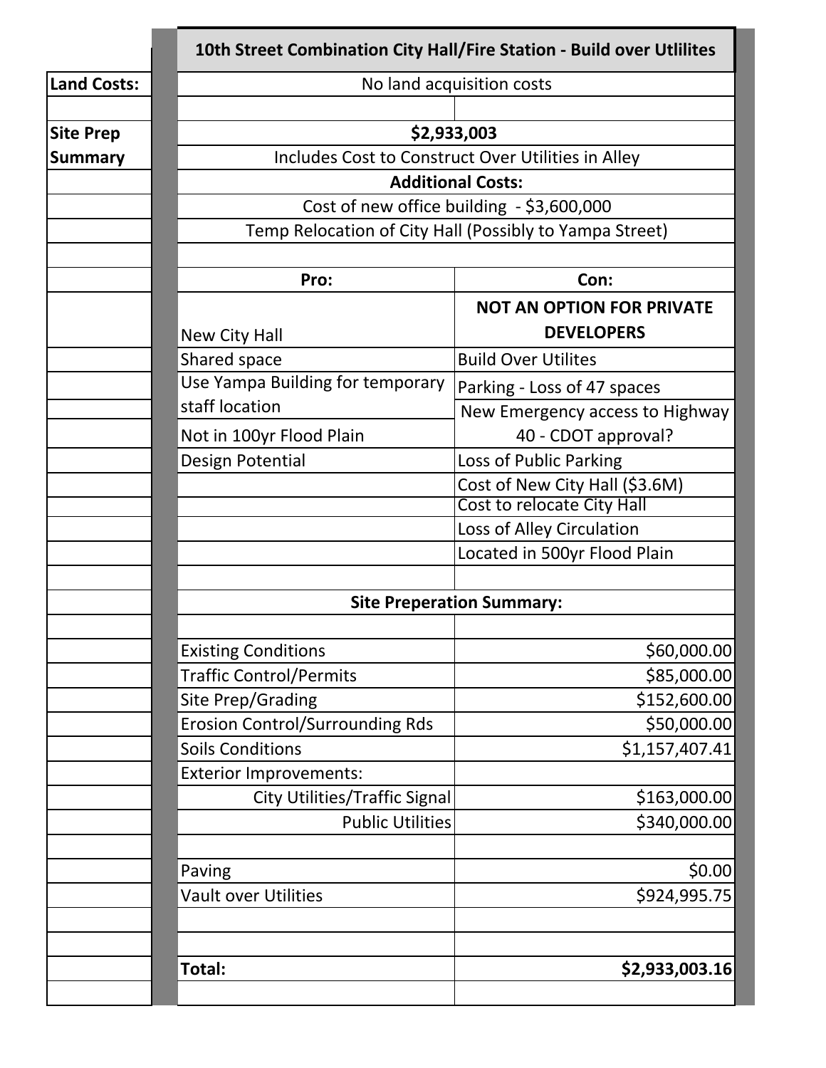## 10th Street Combination City Hall/Fire Station - Build over Utlilites

| | 10th Street Combination City Hall/Fire Station - Build over Utlilites | |
|---|---|---|
| **Land Costs:** | No land acquisition costs | |
| | | |
| **Site Prep Summary** | **$2,933,003** | |
| | Includes Cost to Construct Over Utilities in Alley | |
| | **Additional Costs:** | |
| | Cost of new office building - $3,600,000 | |
| | Temp Relocation of City Hall (Possibly to Yampa Street) | |
| | | |
| | **Pro:** | **Con:** |
| | New City Hall | **NOT AN OPTION FOR PRIVATE DEVELOPERS** |
| | Shared space | Build Over Utilites |
| | Use Yampa Building for temporary staff location | Parking - Loss of 47 spaces |
| | Not in 100yr Flood Plain | New Emergency access to Highway 40 - CDOT approval? |
| | Design Potential | Loss of Public Parking |
| | | Cost of New City Hall ($3.6M) |
| | | Cost to relocate City Hall |
| | | Loss of Alley Circulation |
| | | Located in 500yr Flood Plain |
| | | |
| | **Site Preperation Summary:** | |
| | | |
| | Existing Conditions | $60,000.00 |
| | Traffic Control/Permits | $85,000.00 |
| | Site Prep/Grading | $152,600.00 |
| | Erosion Control/Surrounding Rds | $50,000.00 |
| | Soils Conditions | $1,157,407.41 |
| | Exterior Improvements: | |
| | City Utilities/Traffic Signal | $163,000.00 |
| | Public Utilities | $340,000.00 |
| | | |
| | Paving | $0.00 |
| | Vault over Utilities | $924,995.75 |
| | | |
| | | |
| | **Total:** | **$2,933,003.16** |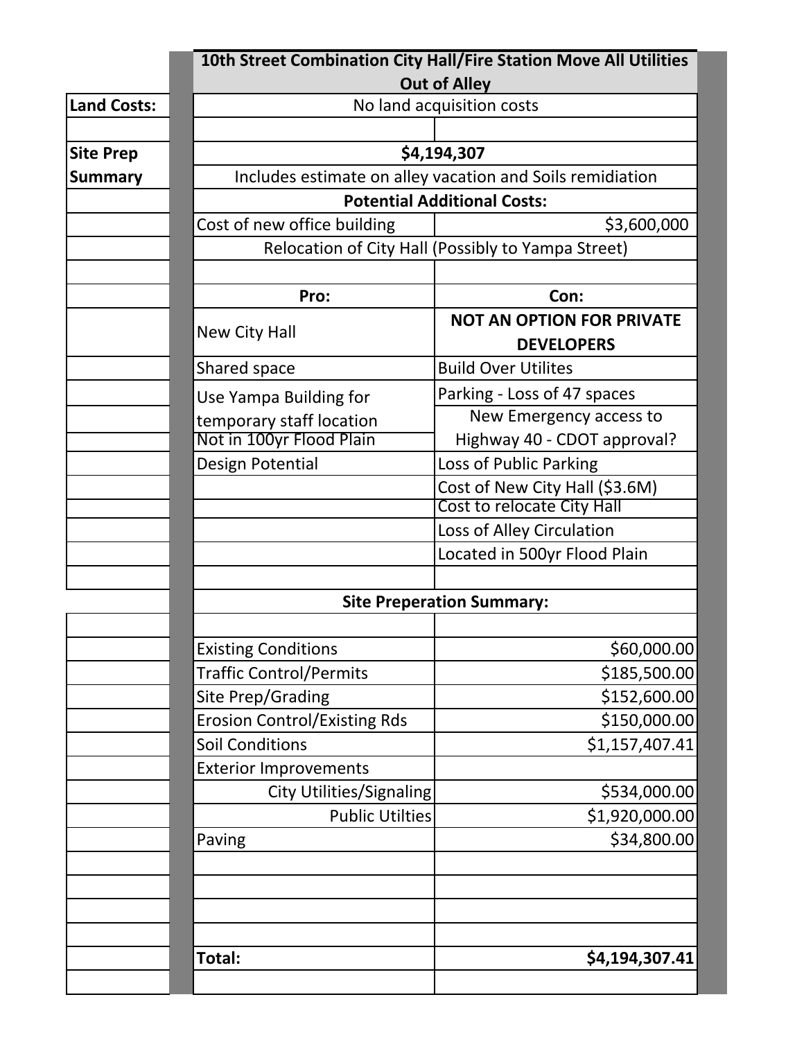| | 10th Street Combination City Hall/Fire Station Move All Utilities Out of Alley | |
|---|---|---|
| **Land Costs:** | No land acquisition costs | |
| | | |
| **Site Prep Summary** | **$4,194,307** | |
| | Includes estimate on alley vacation and Soils remidiation | |
| | **Potential Additional Costs:** | |
| | Cost of new office building | $3,600,000 |
| | Relocation of City Hall (Possibly to Yampa Street) | |
| | | |
| | **Pro:** | **Con:** |
| | New City Hall | **NOT AN OPTION FOR PRIVATE DEVELOPERS** |
| | Shared space | Build Over Utilites |
| | Use Yampa Building for temporary staff location | Parking - Loss of 47 spaces |
| | Not in 100yr Flood Plain | New Emergency access to Highway 40 - CDOT approval? |
| | Design Potential | Loss of Public Parking |
| | | Cost of New City Hall ($3.6M) |
| | | Cost to relocate City Hall |
| | | Loss of Alley Circulation |
| | | Located in 500yr Flood Plain |
| | | |
| | **Site Preperation Summary:** | |
| | | |
| | Existing Conditions | $60,000.00 |
| | Traffic Control/Permits | $185,500.00 |
| | Site Prep/Grading | $152,600.00 |
| | Erosion Control/Existing Rds | $150,000.00 |
| | Soil Conditions | $1,157,407.41 |
| | Exterior Improvements | |
| | City Utilities/Signaling | $534,000.00 |
| | Public Utilties | $1,920,000.00 |
| | Paving | $34,800.00 |
| | | |
| | | |
| | | |
| | | |
| | **Total:** | **$4,194,307.41** |
| | | |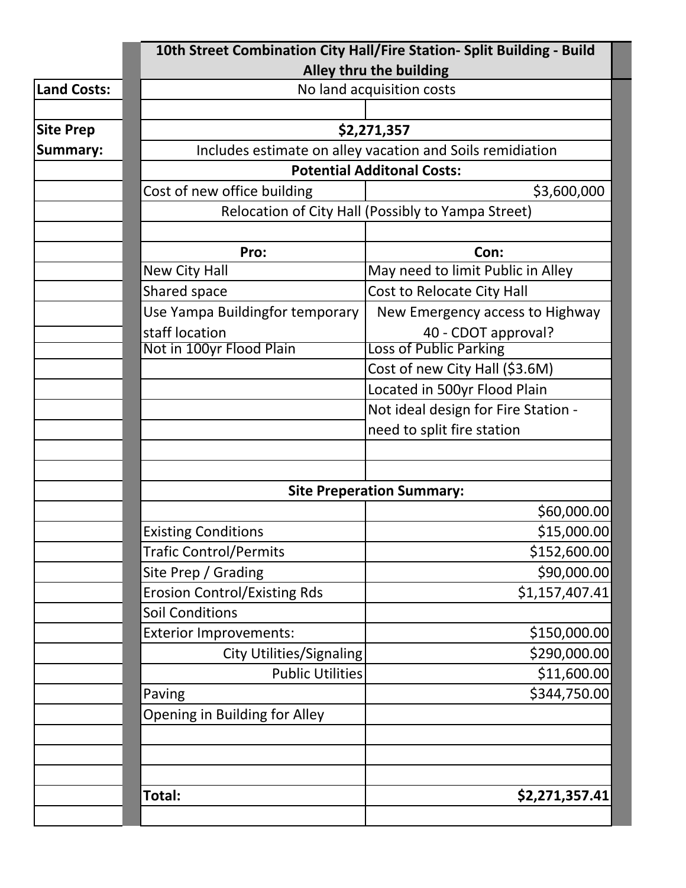| | 10th Street Combination City Hall/Fire Station- Split Building - Build Alley thru the building | |
|---|---|---|
| **Land Costs:** | No land acquisition costs | |
| | | |
| **Site Prep Summary:** | **$2,271,357** | |
| | Includes estimate on alley vacation and Soils remidiation | |
| | **Potential Additonal Costs:** | |
| | Cost of new office building | $3,600,000 |
| | Relocation of City Hall (Possibly to Yampa Street) | |
| | | |
| | **Pro:** | **Con:** |
| | New City Hall | May need to limit Public in Alley |
| | Shared space | Cost to Relocate City Hall |
| | Use Yampa Buildingfor temporary staff location | New Emergency access to Highway 40 - CDOT approval? |
| | Not in 100yr Flood Plain | Loss of Public Parking |
| | | Cost of new City Hall ($3.6M) |
| | | Located in 500yr Flood Plain |
| | | Not ideal design for Fire Station - need to split fire station |
| | | |
| | | |
| | **Site Preperation Summary:** | |
| | | $60,000.00 |
| | Existing Conditions | $15,000.00 |
| | Trafic Control/Permits | $152,600.00 |
| | Site Prep / Grading | $90,000.00 |
| | Erosion Control/Existing Rds | $1,157,407.41 |
| | Soil Conditions | |
| | Exterior Improvements: | $150,000.00 |
| | City Utilities/Signaling | $290,000.00 |
| | Public Utilities | $11,600.00 |
| | Paving | $344,750.00 |
| | Opening in Building for Alley | |
| | | |
| | | |
| | | |
| | **Total:** | **$2,271,357.41** |
| | | |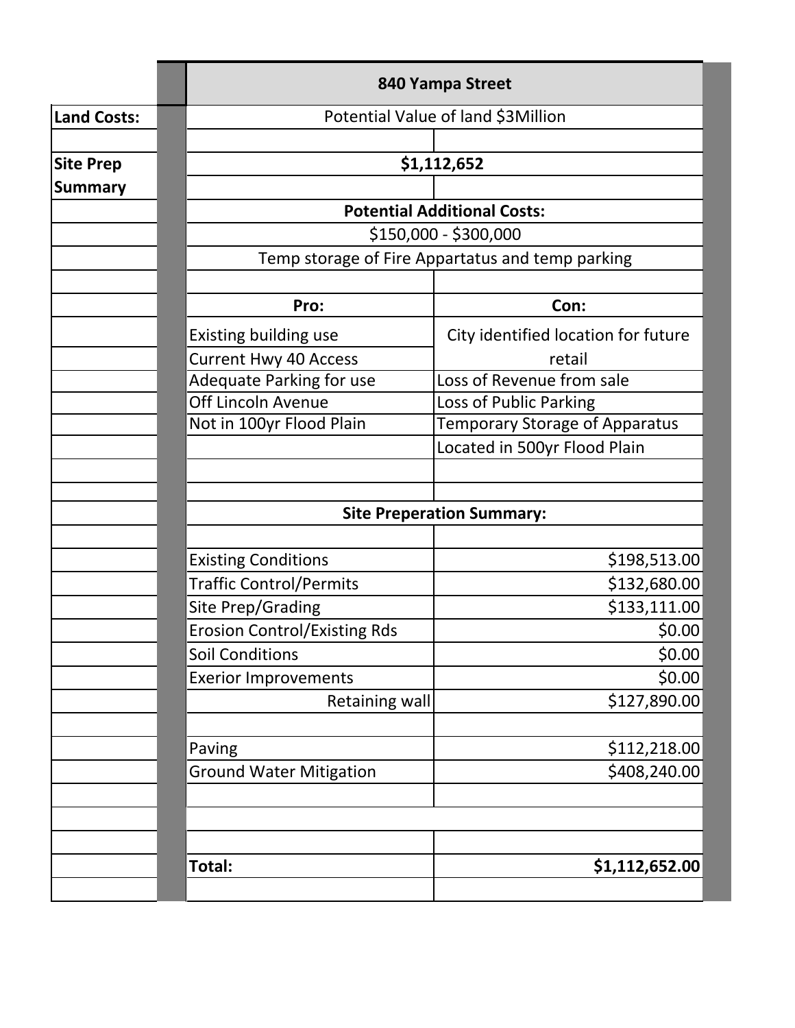| | 840 Yampa Street | |
|---|---|---|
| **Land Costs:** | Potential Value of land $3Million | |
| | | |
| **Site Prep Summary** | **$1,112,652** | |
| | | |
| | **Potential Additional Costs:** | |
| | $150,000 - $300,000 | |
| | Temp storage of Fire Appartatus and temp parking | |
| | | |
| | **Pro:** | **Con:** |
| | Existing building use | City identified location for future retail |
| | Current Hwy 40 Access | |
| | Adequate Parking for use | Loss of Revenue from sale |
| | Off Lincoln Avenue | Loss of Public Parking |
| | Not in 100yr Flood Plain | Temporary Storage of Apparatus |
| | | Located in 500yr Flood Plain |
| | | |
| | | |
| | **Site Preperation Summary:** | |
| | | |
| | Existing Conditions | $198,513.00 |
| | Traffic Control/Permits | $132,680.00 |
| | Site Prep/Grading | $133,111.00 |
| | Erosion Control/Existing Rds | $0.00 |
| | Soil Conditions | $0.00 |
| | Exerior Improvements | $0.00 |
| | Retaining wall | $127,890.00 |
| | | |
| | Paving | $112,218.00 |
| | Ground Water Mitigation | $408,240.00 |
| | | |
| | | |
| | | |
| | **Total:** | **$1,112,652.00** |
| | | |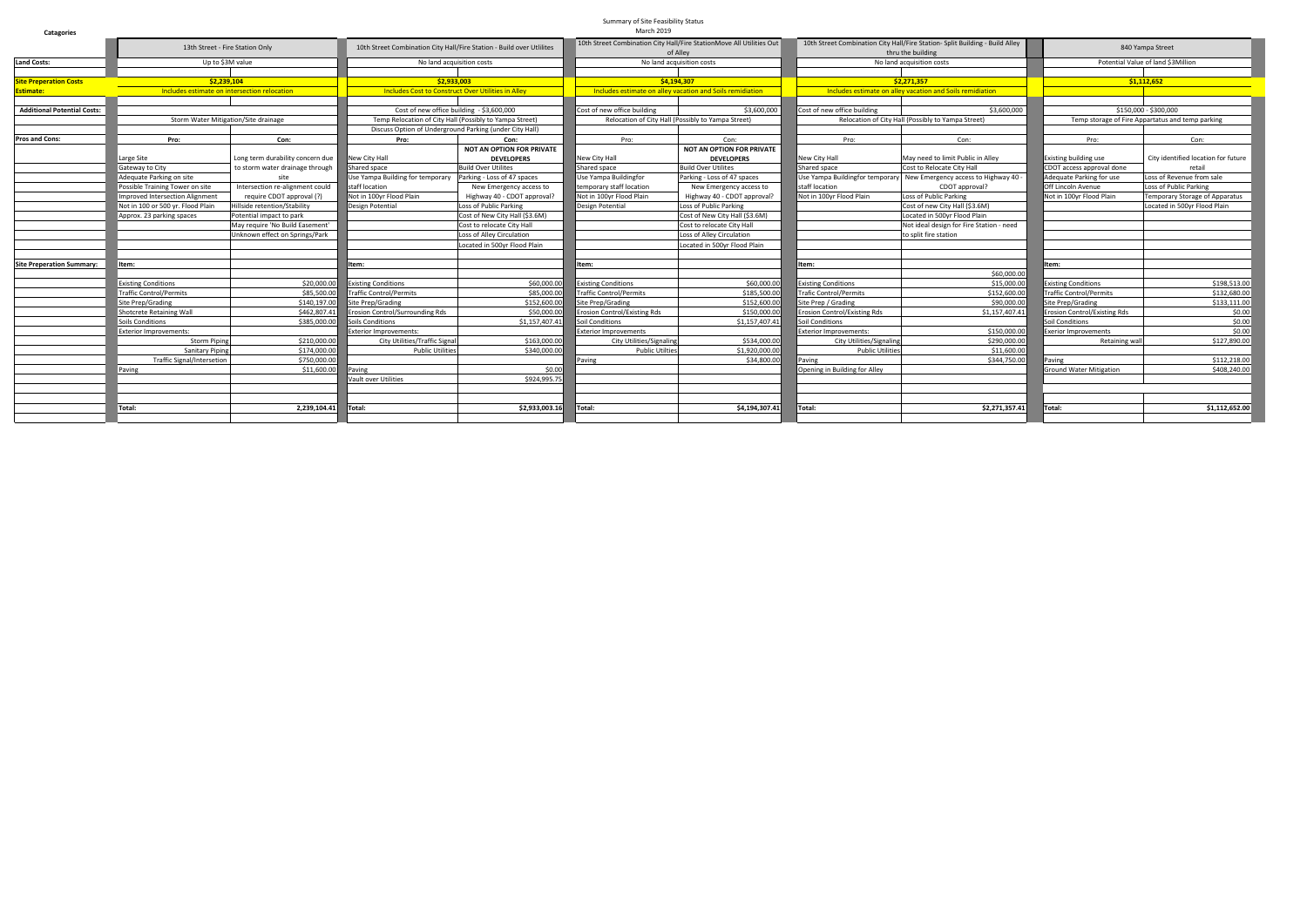Summary of Site Feasibility Status

March 2019

| Catagories | 13th Street - Fire Station Only | | 10th Street Combination City Hall/Fire Station - Build over Utilites | | 10th Street Combination City Hall/Fire StationMove All Utilities Out of Alley | | 10th Street Combination City Hall/Fire Station- Split Building - Build Alley thru the building | | 840 Yampa Street | |
|---|---|---|---|---|---|---|---|---|---|---|
| **Land Costs:** | Up to $3M value | | No land acquisition costs | | No land acquisition costs | | No land acquisition costs | | Potential Value of land $3Million | |
| **Site Preparation Costs Estimate:** | **$2,239,104** | | **$2,933,003** | | **$4,194,307** | | **$2,271,357** | | **$1,112,652** | |
| | Includes estimate on intersection relocation | | Includes Cost to Construct Over Utilities in Alley | | Includes estimate on alley vacation and Soils remidiation | | Includes estimate on alley vacation and Soils remidiation | | | |
| **Additional Potential Costs:** | | | Cost of new office building - $3,600,000 | | Cost of new office building | $3,600,000 | Cost of new office building | $3,600,000 | $150,000 - $300,000 | |
| | Storm Water Mitigation/Site drainage | | Temp Relocation of City Hall (Possibly to Yampa Street) | | Relocation of City Hall (Possibly to Yampa Street) | | Relocation of City Hall (Possibly to Yampa Street) | | Temp storage of Fire Appartatus and temp parking | |
| | | | Discuss Option of Underground Parking (under City Hall) | | | | | | | |
| **Pros and Cons:** | Pro: | Con: | Pro: | Con: | Pro: | Con: | Pro: | Con: | Pro: | Con: |
| | | | | **NOT AN OPTION FOR PRIVATE DEVELOPERS** | | **NOT AN OPTION FOR PRIVATE DEVELOPERS** | | | | |
| | Large Site | Long term durability concern due to storm water drainage through site | New City Hall | Build Over Utilites | New City Hall | Build Over Utilites | New City Hall | May need to limit Public in Alley | Existing building use | City identified location for future retail |
| | Gateway to City | | Shared space | Parking - Loss of 47 spaces | Shared space | Parking - Loss of 47 spaces | Shared space | Cost to Relocate City Hall | CDOT access approval done | Loss of Revenue from sale |
| | Adequate Parking on site | Intersection re-alignment could require CDOT approval (?) | Use Yampa Building for temporary staff location | New Emergency access to Highway 40 - CDOT approval? | Use Yampa Buildingfor temporary staff location | New Emergency access to Highway 40 - CDOT approval? | Use Yampa Buildingfor temporary staff location | New Emergency access to Highway 40 - CDOT approval? | Adequate Parking for use | Loss of Public Parking |
| | Possible Training Tower on site | | | | | | | | Off Lincoln Avenue | Temporary Storage of Apparatus |
| | Improved Intersection Alignment | Hillside retention/Stability | Not in 100yr Flood Plain | Loss of Public Parking | Not in 100yr Flood Plain | Loss of Public Parking | Not in 100yr Flood Plain | Loss of Public Parking | Not in 100yr Flood Plain | Located in 500yr Flood Plain |
| | Not in 100 or 500 yr. Flood Plain | Potential impact to park | Design Potential | Cost of New City Hall ($3.6M) | Design Potential | Cost of New City Hall ($3.6M) | | Cost of new City Hall ($3.6M) | | |
| | Approx. 23 parking spaces | May require 'No Build Easement' | | Cost to relocate City Hall | | Cost to relocate City Hall | | Located in 500yr Flood Plain | | |
| | | Unknown effect on Springs/Park | | Loss of Alley Circulation | | Loss of Alley Circulation | | Not ideal design for Fire Station - need to split fire station | | |
| | | | | Located in 500yr Flood Plain | | Located in 500yr Flood Plain | | | | |
| **Site Preperation Summary:** | Item: | | Item: | | Item: | | Item: | | Item: | |
| | | | | | | | | $60,000.00 | | |
| | Existing Conditions | $20,000.00 | Existing Conditions | $60,000.00 | Existing Conditions | $60,000.00 | Existing Conditions | $15,000.00 | Existing Conditions | $198,513.00 |
| | Traffic Control/Permits | $85,500.00 | Traffic Control/Permits | $85,000.00 | Traffic Control/Permits | $185,500.00 | Trafic Control/Permits | $152,600.00 | Traffic Control/Permits | $132,680.00 |
| | Site Prep/Grading | $140,197.00 | Site Prep/Grading | $152,600.00 | Site Prep/Grading | $152,600.00 | Site Prep / Grading | $90,000.00 | Site Prep/Grading | $133,111.00 |
| | Shotcrete Retaining Wall | $462,807.41 | Erosion Control/Surrounding Rds | $50,000.00 | Erosion Control/Existing Rds | $150,000.00 | Erosion Control/Existing Rds | $1,157,407.41 | Erosion Control/Existing Rds | $0.00 |
| | Soils Conditions | $385,000.00 | Soils Conditions | $1,157,407.41 | Soil Conditions | $1,157,407.41 | Soil Conditions | | Soil Conditions | $0.00 |
| | Exterior Improvements: | | Exterior Improvements: | | Exterior Improvements | | Exterior Improvements: | $150,000.00 | Exerior Improvements | $0.00 |
| | Storm Piping | $210,000.00 | City Utilities/Traffic Signal | $163,000.00 | City Utilities/Signaling | $534,000.00 | City Utilities/Signaling | $290,000.00 | Retaining wall | $127,890.00 |
| | Sanitary Piping | $174,000.00 | Public Utilities | $340,000.00 | Public Utilties | $1,920,000.00 | Public Utilities | $11,600.00 | | |
| | Traffic Signal/Intersetion | $750,000.00 | | | Paving | $34,800.00 | Paving | $344,750.00 | Paving | $112,218.00 |
| | Paving | $11,600.00 | Paving | $0.00 | | | Opening in Building for Alley | | Ground Water Mitigation | $408,240.00 |
| | | | Vault over Utilities | $924,995.75 | | | | | | |
| | **Total:** | **2,239,104.41** | **Total:** | **$2,933,003.16** | **Total:** | **$4,194,307.41** | **Total:** | **$2,271,357.41** | **Total:** | **$1,112,652.00** |